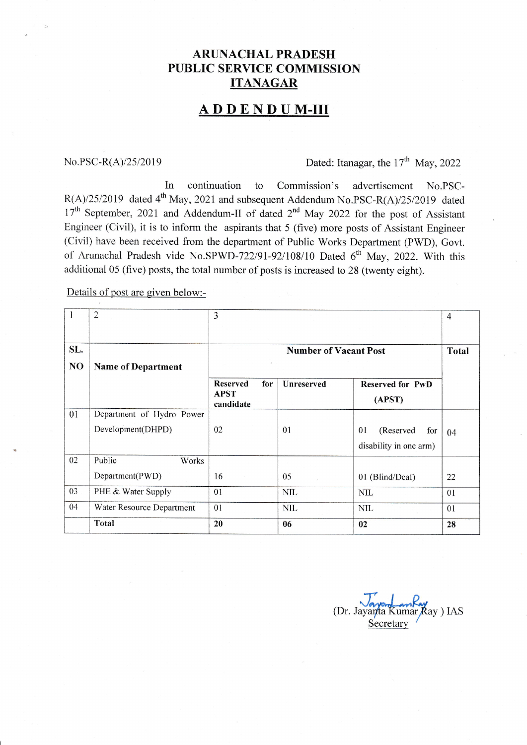# ARUNACHAL PRADESH PUBLIC SERVICE COMMISSION ITANAGAR

## ADDENDUM-III

No.PSC-R(A)/25/2019 Dated: Itanagar, the 17th May, 2022

In continuation to Commission's advertisement No.PSC-R(A)/25/2019 dated 4th May, 2021 and subsequent Addendum No.PSC-R(A)/25/2019 dated 17th September, 2021 and Addendum-II of dated 2nd May 2022 for the post of Assistant Engineer (Civil), it is to inform the aspirants that 5 (five) more posts of Assistant Engineer (Civil) have been received from the department of Public Works Department (PWD), Govt. of Arunachal Pradesh vide No.SPWD-722/91-92/108/10 Dated 6th May, 2022. With this additional 05 (five) posts, the total number of posts is increased to 28 (twenty eight).

Details of post are given below:-

| 1 | 2 | 3 | | | 4 |
|---|---|---|---|---|---|
| SL. NO | Name of Department | Number of Vacant Post | | | Total |
| | | Reserved for APST candidate | Unreserved | Reserved for PwD (APST) | |
| 01 | Department of Hydro Power Development(DHPD) | 02 | 01 | 01 (Reserved for disability in one arm) | 04 |
| 02 | Public Works Department(PWD) | 16 | 05 | 01 (Blind/Deaf) | 22 |
| 03 | PHE & Water Supply | 01 | NIL | NIL | 01 |
| 04 | Water Resource Department | 01 | NIL | NIL | 01 |
| | **Total** | **20** | **06** | **02** | **28** |

(Dr. Jayanta Kumar Ray ) IAS
Secretary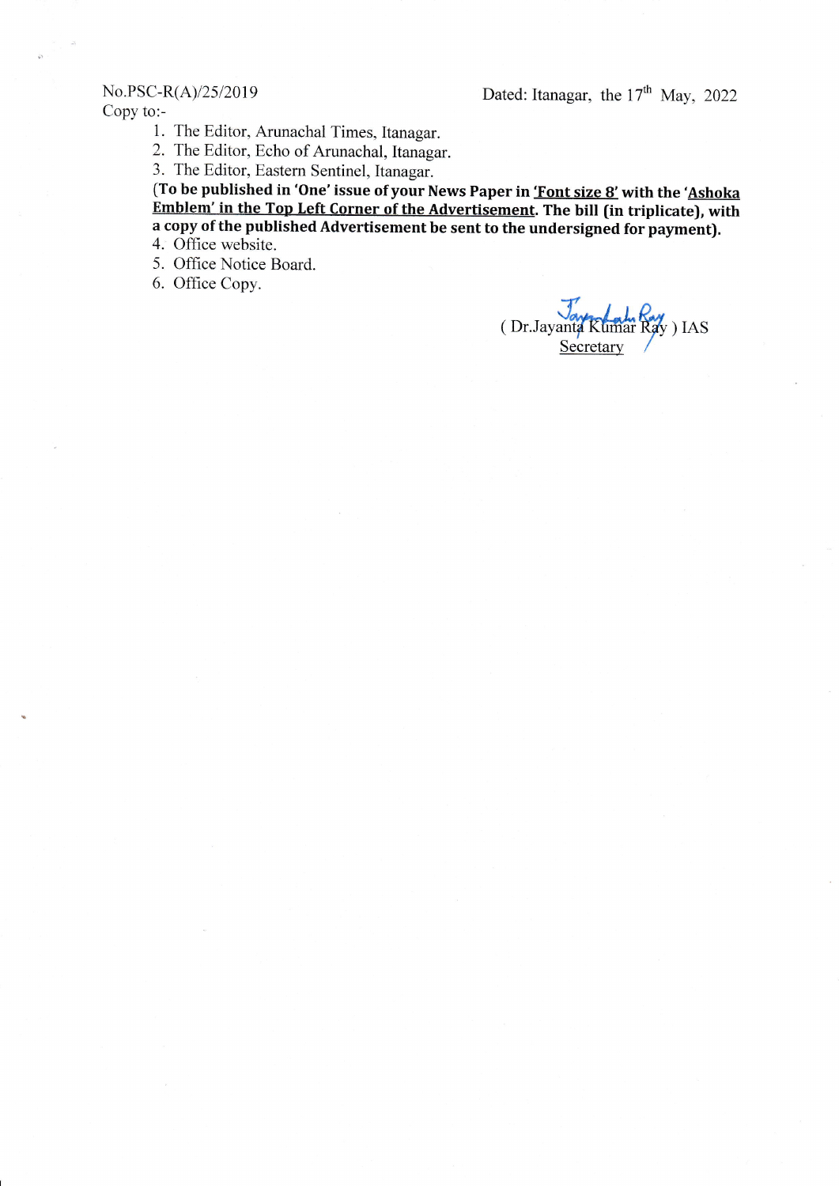No.PSC-R(A)/25/2019

Dated: Itanagar, the 17th May, 2022

Copy to:-

1. The Editor, Arunachal Times, Itanagar.
2. The Editor, Echo of Arunachal, Itanagar.
3. The Editor, Eastern Sentinel, Itanagar.

**(To be published in 'One' issue of your News Paper in 'Font size 8' with the 'Ashoka Emblem' in the Top Left Corner of the Advertisement. The bill (in triplicate), with a copy of the published Advertisement be sent to the undersigned for payment).**

4. Office website.
5. Office Notice Board.
6. Office Copy.

( Dr.Jayanta Kumar Ray ) IAS
Secretary